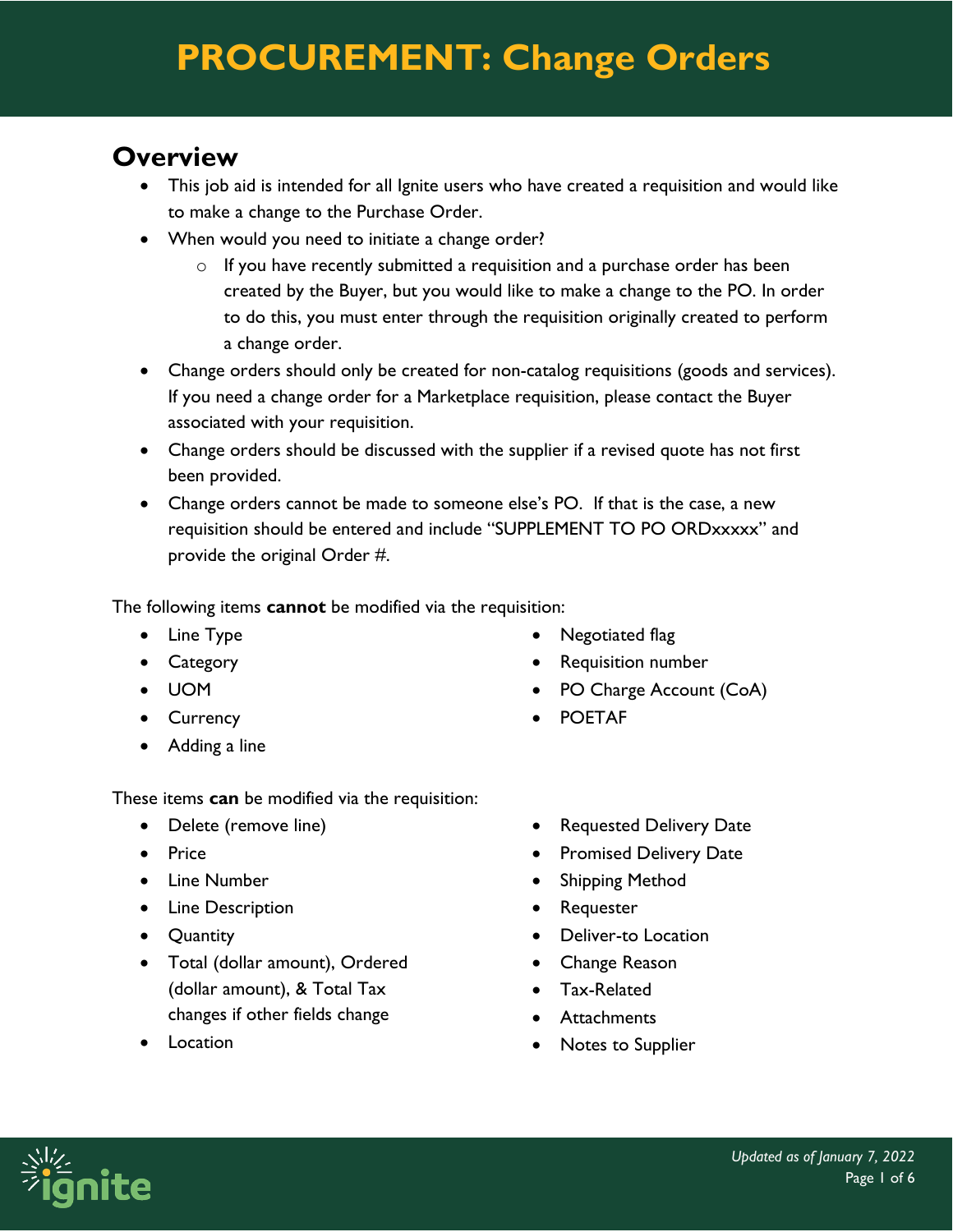# PROCUREMENT: Change Orders

## Overview

- This job aid is intended for all Ignite users who have created a requisition and would like to make a change to the Purchase Order.
- When would you need to initiate a change order?
  - If you have recently submitted a requisition and a purchase order has been created by the Buyer, but you would like to make a change to the PO. In order to do this, you must enter through the requisition originally created to perform a change order.
- Change orders should only be created for non-catalog requisitions (goods and services). If you need a change order for a Marketplace requisition, please contact the Buyer associated with your requisition.
- Change orders should be discussed with the supplier if a revised quote has not first been provided.
- Change orders cannot be made to someone else's PO. If that is the case, a new requisition should be entered and include "SUPPLEMENT TO PO ORDxxxxx" and provide the original Order #.

The following items **cannot** be modified via the requisition:

- Line Type
- Category
- UOM
- Currency
- Adding a line
- Negotiated flag
- Requisition number
- PO Charge Account (CoA)
- POETAF

These items **can** be modified via the requisition:

- Delete (remove line)
- Price
- Line Number
- Line Description
- Quantity
- Total (dollar amount), Ordered (dollar amount), & Total Tax changes if other fields change
- Location
- Requested Delivery Date
- Promised Delivery Date
- Shipping Method
- Requester
- Deliver-to Location
- Change Reason
- Tax-Related
- Attachments
- Notes to Supplier

*Updated as of January 7, 2022*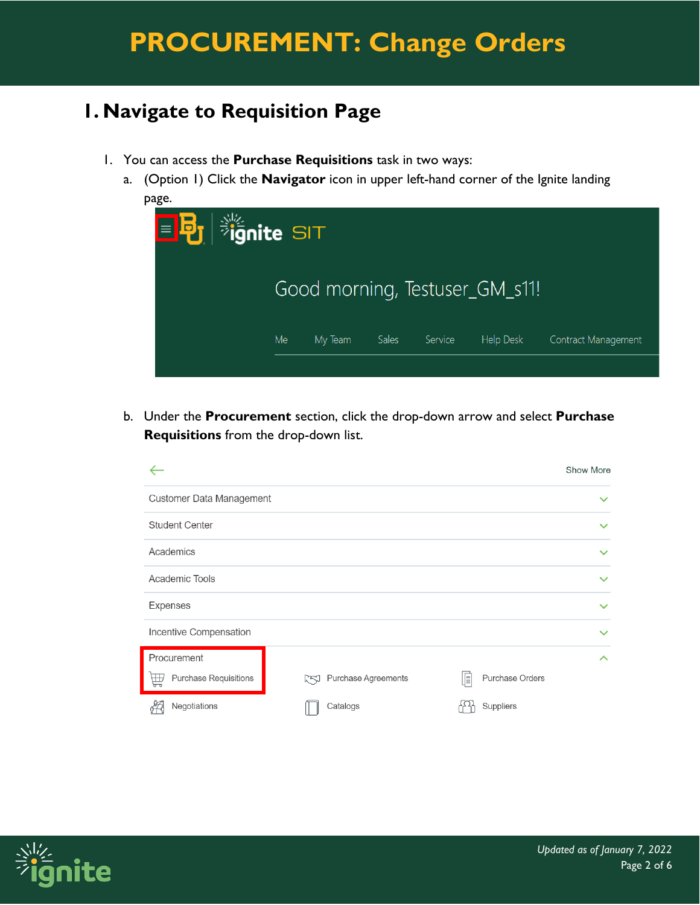# PROCUREMENT: Change Orders

## 1. Navigate to Requisition Page

1. You can access the **Purchase Requisitions** task in two ways:
   a. (Option 1) Click the **Navigator** icon in upper left-hand corner of the Ignite landing page.

   b. Under the **Procurement** section, click the drop-down arrow and select **Purchase Requisitions** from the drop-down list.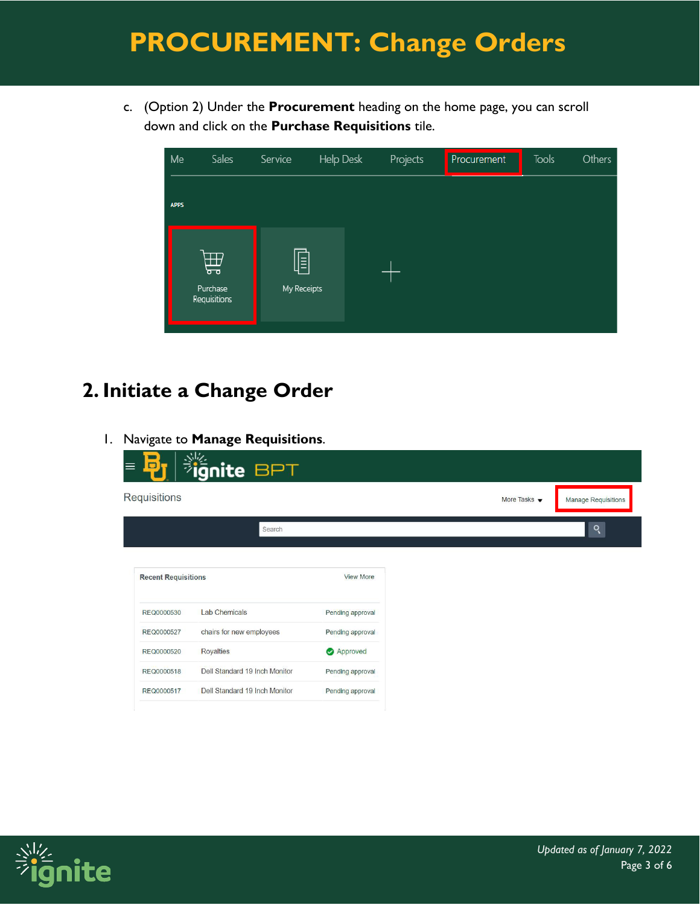c. (Option 2) Under the **Procurement** heading on the home page, you can scroll down and click on the **Purchase Requisitions** tile.

## 2. Initiate a Change Order

1. Navigate to **Manage Requisitions**.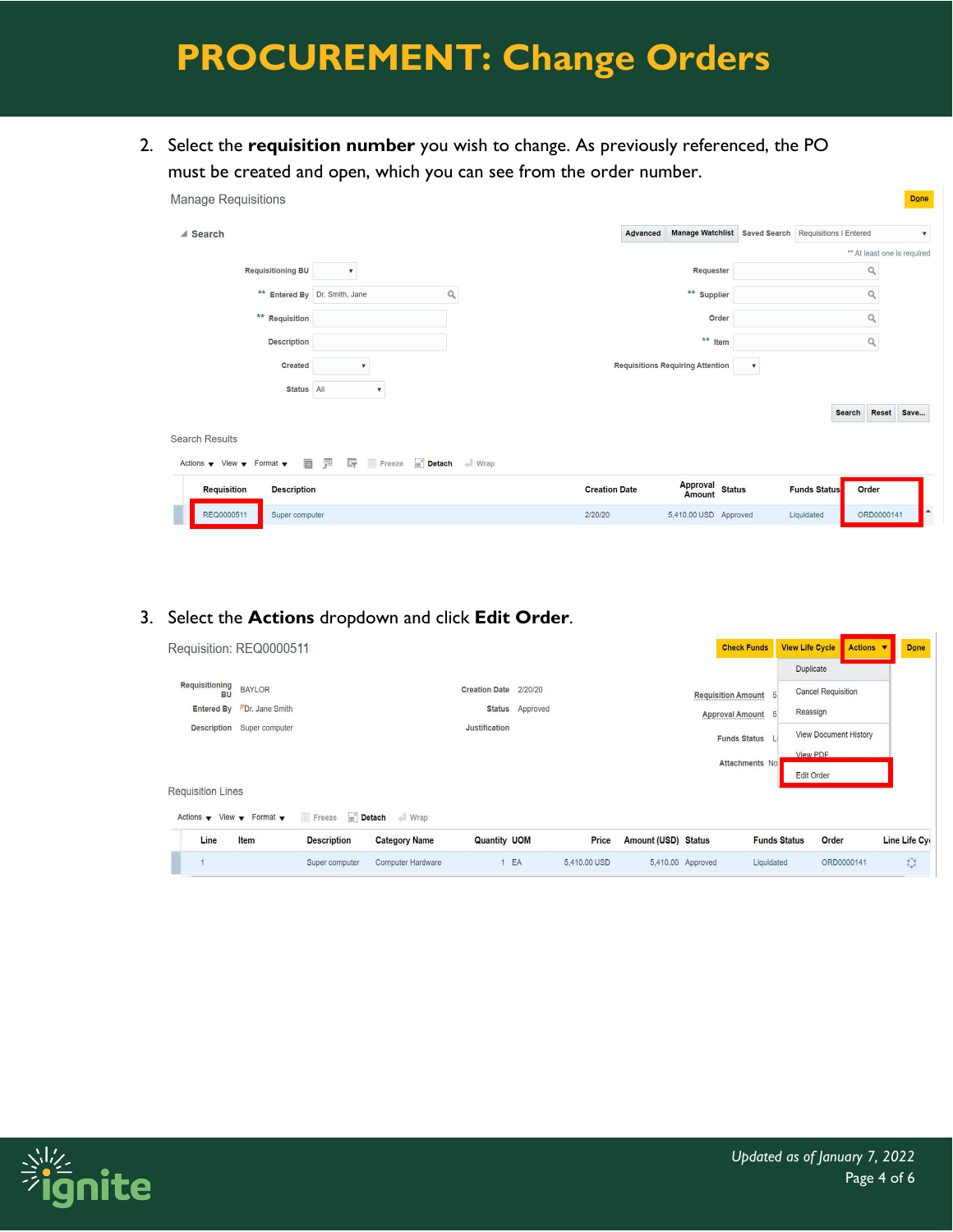# PROCUREMENT: Change Orders

2. Select the **requisition number** you wish to change. As previously referenced, the PO must be created and open, which you can see from the order number.

3. Select the **Actions** dropdown and click **Edit Order**.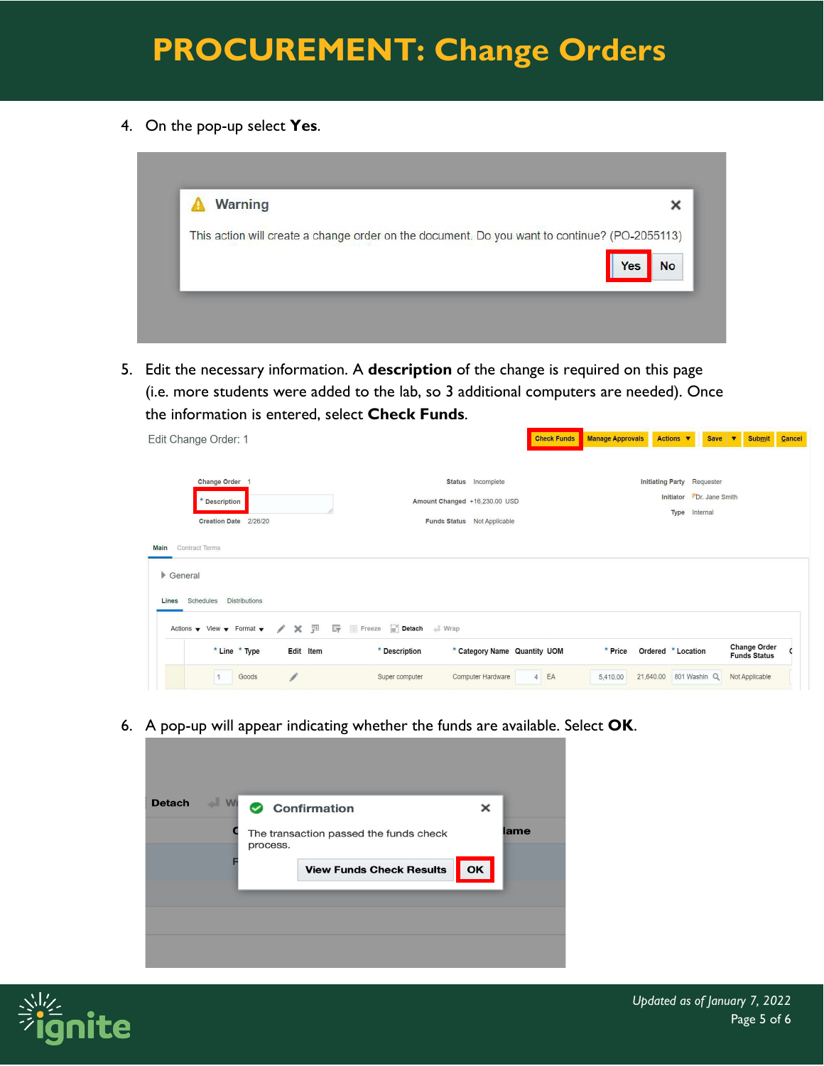4. On the pop-up select **Yes**.

5. Edit the necessary information. A **description** of the change is required on this page (i.e. more students were added to the lab, so 3 additional computers are needed). Once the information is entered, select **Check Funds**.

6. A pop-up will appear indicating whether the funds are available. Select **OK**.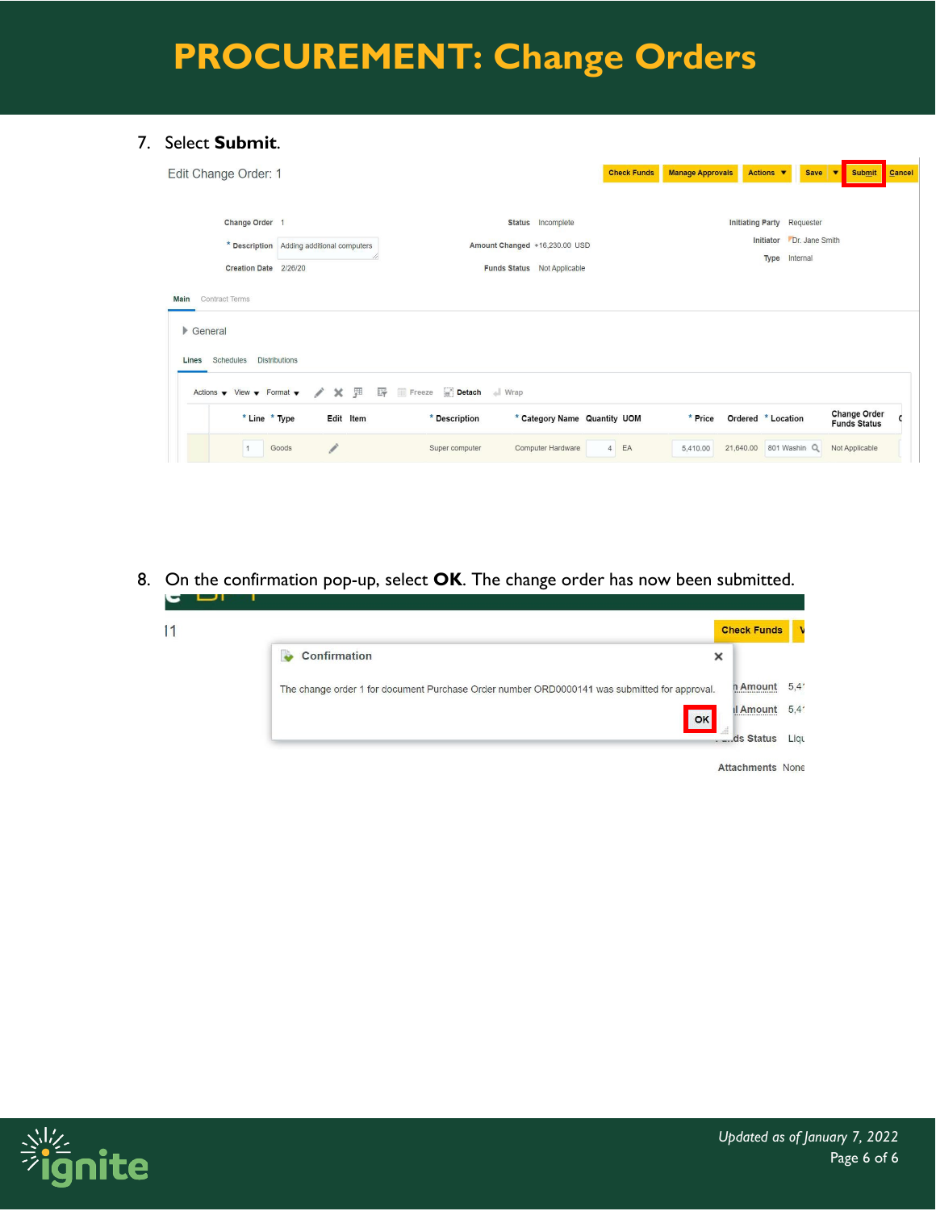# PROCUREMENT: Change Orders

7. Select **Submit**.

8. On the confirmation pop-up, select **OK**. The change order has now been submitted.